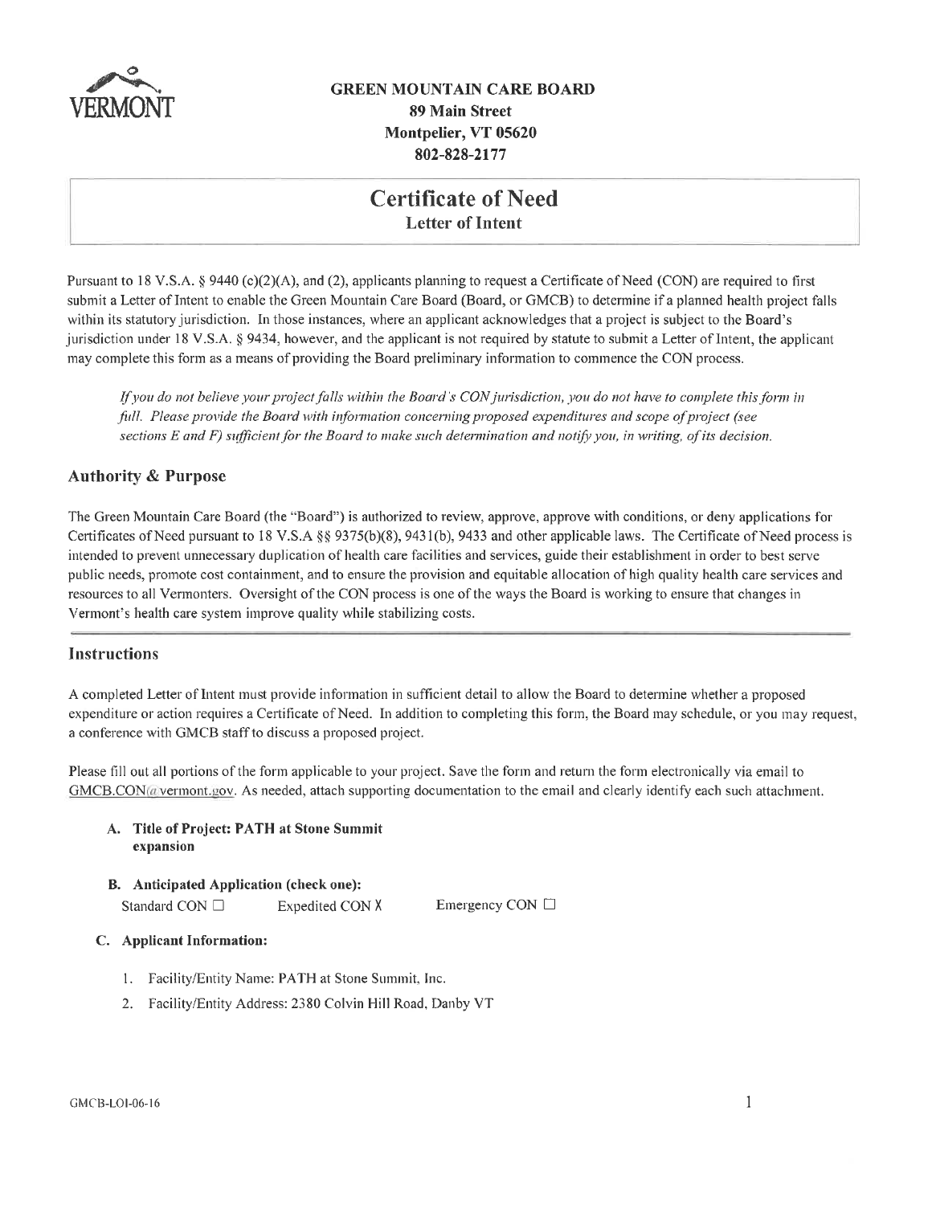VERMONT

**GREEN MOUNTAIN CARE BOARD**
**89 Main Street**
**Montpelier, VT 05620**
**802-828-2177**

# Certificate of Need

## Letter of Intent

Pursuant to 18 V.S.A. § 9440 (c)(2)(A), and (2), applicants planning to request a Certificate of Need (CON) are required to first submit a Letter of Intent to enable the Green Mountain Care Board (Board, or GMCB) to determine if a planned health project falls within its statutory jurisdiction. In those instances, where an applicant acknowledges that a project is subject to the Board's jurisdiction under 18 V.S.A. § 9434, however, and the applicant is not required by statute to submit a Letter of Intent, the applicant may complete this form as a means of providing the Board preliminary information to commence the CON process.

*If you do not believe your project falls within the Board's CON jurisdiction, you do not have to complete this form in full. Please provide the Board with information concerning proposed expenditures and scope of project (see sections E and F) sufficient for the Board to make such determination and notify you, in writing, of its decision.*

## Authority & Purpose

The Green Mountain Care Board (the "Board") is authorized to review, approve, approve with conditions, or deny applications for Certificates of Need pursuant to 18 V.S.A §§ 9375(b)(8), 9431(b), 9433 and other applicable laws. The Certificate of Need process is intended to prevent unnecessary duplication of health care facilities and services, guide their establishment in order to best serve public needs, promote cost containment, and to ensure the provision and equitable allocation of high quality health care services and resources to all Vermonters. Oversight of the CON process is one of the ways the Board is working to ensure that changes in Vermont's health care system improve quality while stabilizing costs.

## Instructions

A completed Letter of Intent must provide information in sufficient detail to allow the Board to determine whether a proposed expenditure or action requires a Certificate of Need. In addition to completing this form, the Board may schedule, or you may request, a conference with GMCB staff to discuss a proposed project.

Please fill out all portions of the form applicable to your project. Save the form and return the form electronically via email to GMCB.CON@vermont.gov. As needed, attach supporting documentation to the email and clearly identify each such attachment.

**A. Title of Project: PATH at Stone Summit expansion**

**B. Anticipated Application (check one):**

Standard CON ☐ Expedited CON X Emergency CON ☐

**C. Applicant Information:**

1. Facility/Entity Name: PATH at Stone Summit, Inc.
2. Facility/Entity Address: 2380 Colvin Hill Road, Danby VT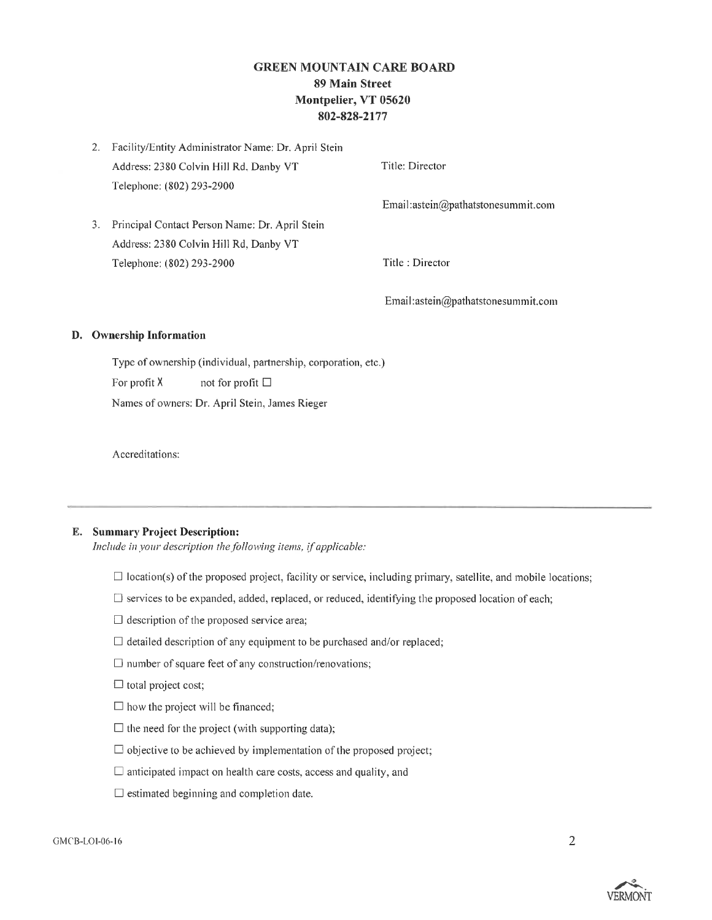**GREEN MOUNTAIN CARE BOARD**
**89 Main Street**
**Montpelier, VT 05620**
**802-828-2177**

2. Facility/Entity Administrator Name: Dr. April Stein
   Address: 2380 Colvin Hill Rd, Danby VT
   Title: Director
   Telephone: (802) 293-2900
   Email:astein@pathatstonesummit.com

3. Principal Contact Person Name: Dr. April Stein
   Address: 2380 Colvin Hill Rd, Danby VT
   Telephone: (802) 293-2900
   Title : Director
   Email:astein@pathatstonesummit.com

## D. Ownership Information

Type of ownership (individual, partnership, corporation, etc.)

For profit X not for profit ☐

Names of owners: Dr. April Stein, James Rieger

Accreditations:

---

## E. Summary Project Description:

*Include in your description the following items, if applicable:*

- ☐ location(s) of the proposed project, facility or service, including primary, satellite, and mobile locations;
- ☐ services to be expanded, added, replaced, or reduced, identifying the proposed location of each;
- ☐ description of the proposed service area;
- ☐ detailed description of any equipment to be purchased and/or replaced;
- ☐ number of square feet of any construction/renovations;
- ☐ total project cost;
- ☐ how the project will be financed;
- ☐ the need for the project (with supporting data);
- ☐ objective to be achieved by implementation of the proposed project;
- ☐ anticipated impact on health care costs, access and quality, and
- ☐ estimated beginning and completion date.

GMCB-LOI-06-16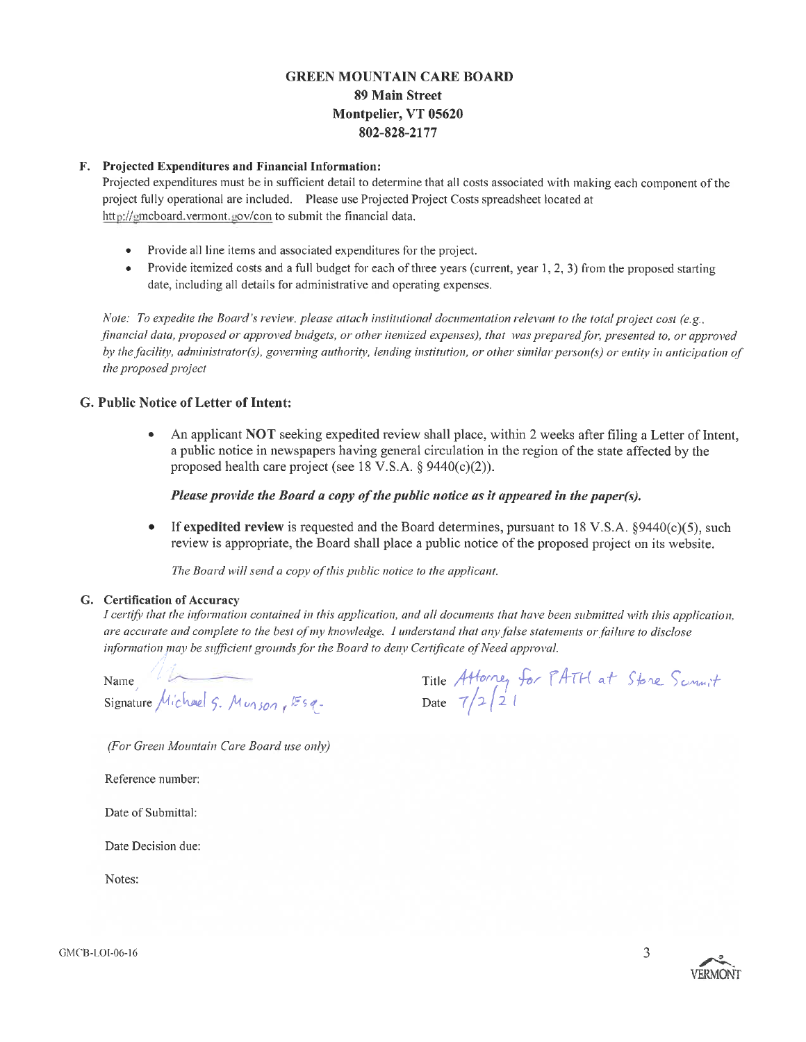**GREEN MOUNTAIN CARE BOARD**
**89 Main Street**
**Montpelier, VT 05620**
**802-828-2177**

**F. Projected Expenditures and Financial Information:**

Projected expenditures must be in sufficient detail to determine that all costs associated with making each component of the project fully operational are included. Please use Projected Project Costs spreadsheet located at http://gmcboard.vermont.gov/con to submit the financial data.

- Provide all line items and associated expenditures for the project.
- Provide itemized costs and a full budget for each of three years (current, year 1, 2, 3) from the proposed starting date, including all details for administrative and operating expenses.

*Note: To expedite the Board's review, please attach institutional documentation relevant to the total project cost (e.g., financial data, proposed or approved budgets, or other itemized expenses), that was prepared for, presented to, or approved by the facility, administrator(s), governing authority, lending institution, or other similar person(s) or entity in anticipation of the proposed project*

## G. Public Notice of Letter of Intent:

- An applicant **NOT** seeking expedited review shall place, within 2 weeks after filing a Letter of Intent, a public notice in newspapers having general circulation in the region of the state affected by the proposed health care project (see 18 V.S.A. § 9440(c)(2)).

  ***Please provide the Board a copy of the public notice as it appeared in the paper(s).***

- If **expedited review** is requested and the Board determines, pursuant to 18 V.S.A. §9440(c)(5), such review is appropriate, the Board shall place a public notice of the proposed project on its website.

  *The Board will send a copy of this public notice to the applicant.*

**G. Certification of Accuracy**

*I certify that the information contained in this application, and all documents that have been submitted with this application, are accurate and complete to the best of my knowledge. I understand that any false statements or failure to disclose information may be sufficient grounds for the Board to deny Certificate of Need approval.*

Name [signature]
Signature Michael S. Munson, Esq.

Title Attorney for PATH at Stone Summit
Date 7/2/21

*(For Green Mountain Care Board use only)*

Reference number:

Date of Submittal:

Date Decision due:

Notes:

GMCB-LOI-06-16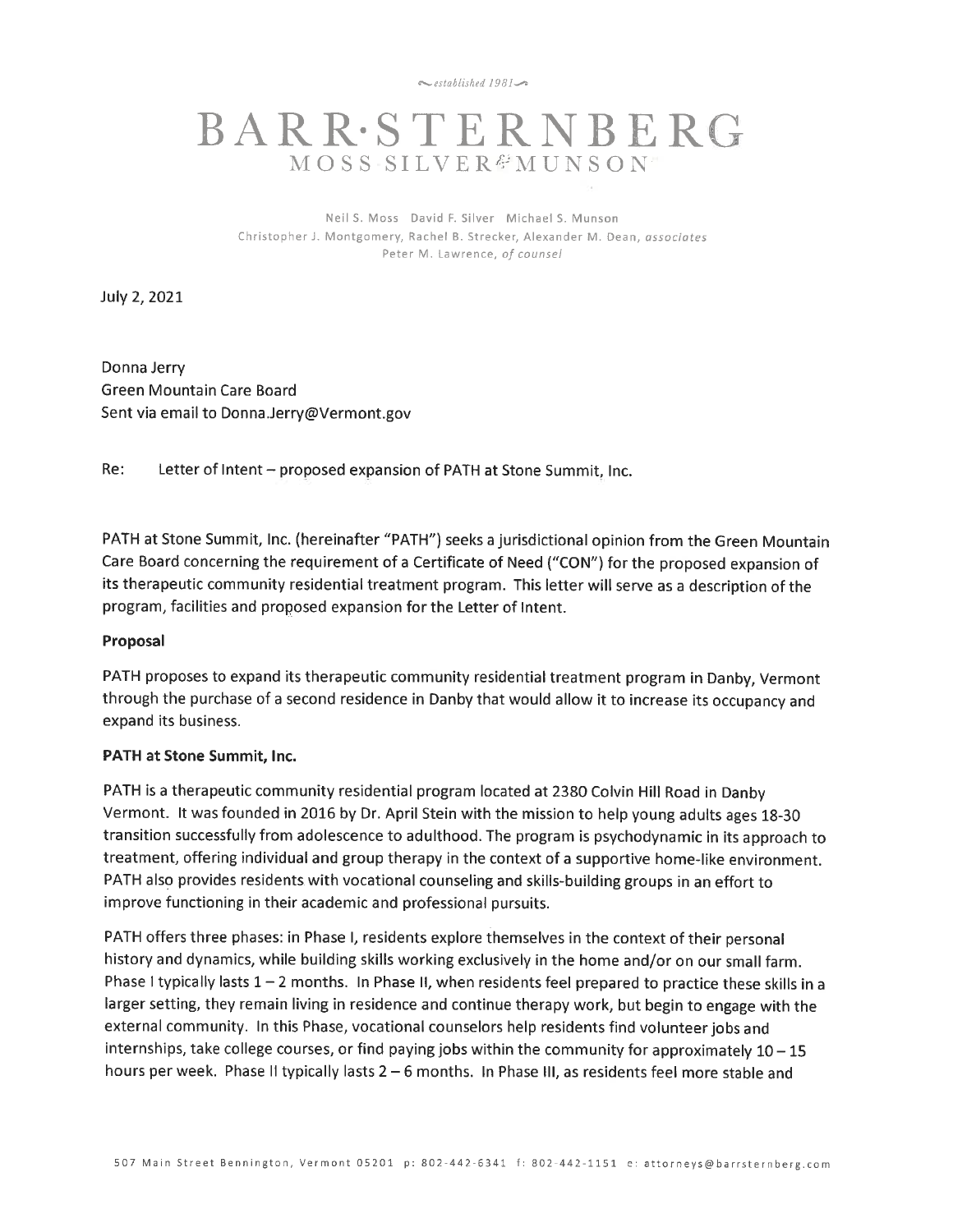~established 1981~

# BARR·STERNBERG

MOSS SILVER & MUNSON

Neil S. Moss David F. Silver Michael S. Munson
Christopher J. Montgomery, Rachel B. Strecker, Alexander M. Dean, *associates*
Peter M. Lawrence, *of counsel*

July 2, 2021

Donna Jerry
Green Mountain Care Board
Sent via email to Donna.Jerry@Vermont.gov

Re: Letter of Intent – proposed expansion of PATH at Stone Summit, Inc.

PATH at Stone Summit, Inc. (hereinafter "PATH") seeks a jurisdictional opinion from the Green Mountain Care Board concerning the requirement of a Certificate of Need ("CON") for the proposed expansion of its therapeutic community residential treatment program. This letter will serve as a description of the program, facilities and proposed expansion for the Letter of Intent.

**Proposal**

PATH proposes to expand its therapeutic community residential treatment program in Danby, Vermont through the purchase of a second residence in Danby that would allow it to increase its occupancy and expand its business.

**PATH at Stone Summit, Inc.**

PATH is a therapeutic community residential program located at 2380 Colvin Hill Road in Danby Vermont. It was founded in 2016 by Dr. April Stein with the mission to help young adults ages 18-30 transition successfully from adolescence to adulthood. The program is psychodynamic in its approach to treatment, offering individual and group therapy in the context of a supportive home-like environment. PATH also provides residents with vocational counseling and skills-building groups in an effort to improve functioning in their academic and professional pursuits.

PATH offers three phases: in Phase I, residents explore themselves in the context of their personal history and dynamics, while building skills working exclusively in the home and/or on our small farm. Phase I typically lasts 1 – 2 months. In Phase II, when residents feel prepared to practice these skills in a larger setting, they remain living in residence and continue therapy work, but begin to engage with the external community. In this Phase, vocational counselors help residents find volunteer jobs and internships, take college courses, or find paying jobs within the community for approximately 10 – 15 hours per week. Phase II typically lasts 2 – 6 months. In Phase III, as residents feel more stable and

507 Main Street Bennington, Vermont 05201 p: 802-442-6341 f: 802-442-1151 e: attorneys@barrsternberg.com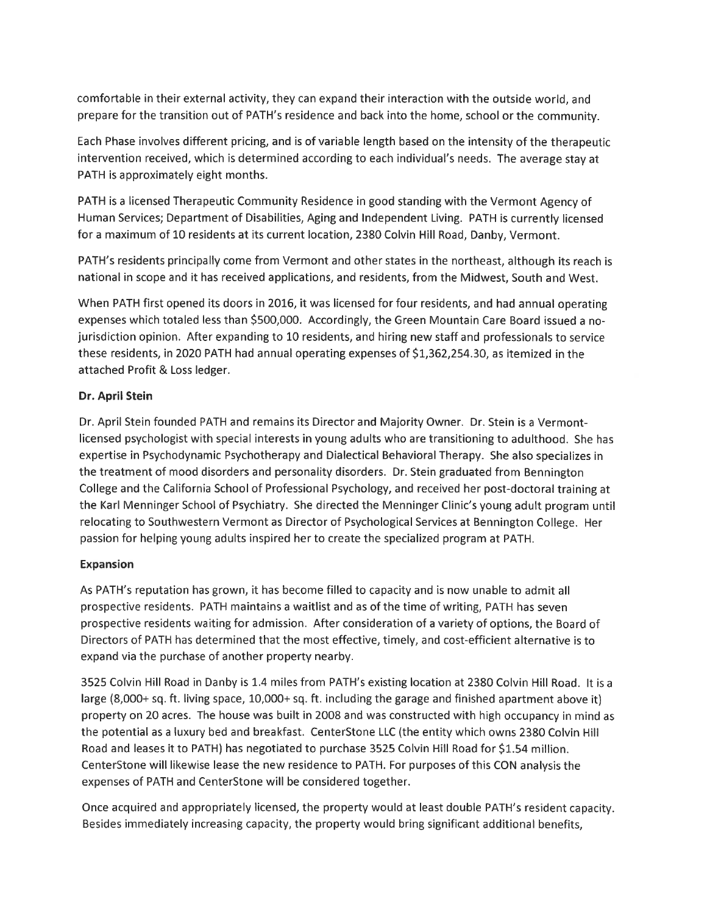comfortable in their external activity, they can expand their interaction with the outside world, and prepare for the transition out of PATH's residence and back into the home, school or the community.

Each Phase involves different pricing, and is of variable length based on the intensity of the therapeutic intervention received, which is determined according to each individual's needs. The average stay at PATH is approximately eight months.

PATH is a licensed Therapeutic Community Residence in good standing with the Vermont Agency of Human Services; Department of Disabilities, Aging and Independent Living. PATH is currently licensed for a maximum of 10 residents at its current location, 2380 Colvin Hill Road, Danby, Vermont.

PATH's residents principally come from Vermont and other states in the northeast, although its reach is national in scope and it has received applications, and residents, from the Midwest, South and West.

When PATH first opened its doors in 2016, it was licensed for four residents, and had annual operating expenses which totaled less than $500,000. Accordingly, the Green Mountain Care Board issued a no-jurisdiction opinion. After expanding to 10 residents, and hiring new staff and professionals to service these residents, in 2020 PATH had annual operating expenses of $1,362,254.30, as itemized in the attached Profit & Loss ledger.

**Dr. April Stein**

Dr. April Stein founded PATH and remains its Director and Majority Owner. Dr. Stein is a Vermont-licensed psychologist with special interests in young adults who are transitioning to adulthood. She has expertise in Psychodynamic Psychotherapy and Dialectical Behavioral Therapy. She also specializes in the treatment of mood disorders and personality disorders. Dr. Stein graduated from Bennington College and the California School of Professional Psychology, and received her post-doctoral training at the Karl Menninger School of Psychiatry. She directed the Menninger Clinic's young adult program until relocating to Southwestern Vermont as Director of Psychological Services at Bennington College. Her passion for helping young adults inspired her to create the specialized program at PATH.

**Expansion**

As PATH's reputation has grown, it has become filled to capacity and is now unable to admit all prospective residents. PATH maintains a waitlist and as of the time of writing, PATH has seven prospective residents waiting for admission. After consideration of a variety of options, the Board of Directors of PATH has determined that the most effective, timely, and cost-efficient alternative is to expand via the purchase of another property nearby.

3525 Colvin Hill Road in Danby is 1.4 miles from PATH's existing location at 2380 Colvin Hill Road. It is a large (8,000+ sq. ft. living space, 10,000+ sq. ft. including the garage and finished apartment above it) property on 20 acres. The house was built in 2008 and was constructed with high occupancy in mind as the potential as a luxury bed and breakfast. CenterStone LLC (the entity which owns 2380 Colvin Hill Road and leases it to PATH) has negotiated to purchase 3525 Colvin Hill Road for $1.54 million. CenterStone will likewise lease the new residence to PATH. For purposes of this CON analysis the expenses of PATH and CenterStone will be considered together.

Once acquired and appropriately licensed, the property would at least double PATH's resident capacity. Besides immediately increasing capacity, the property would bring significant additional benefits,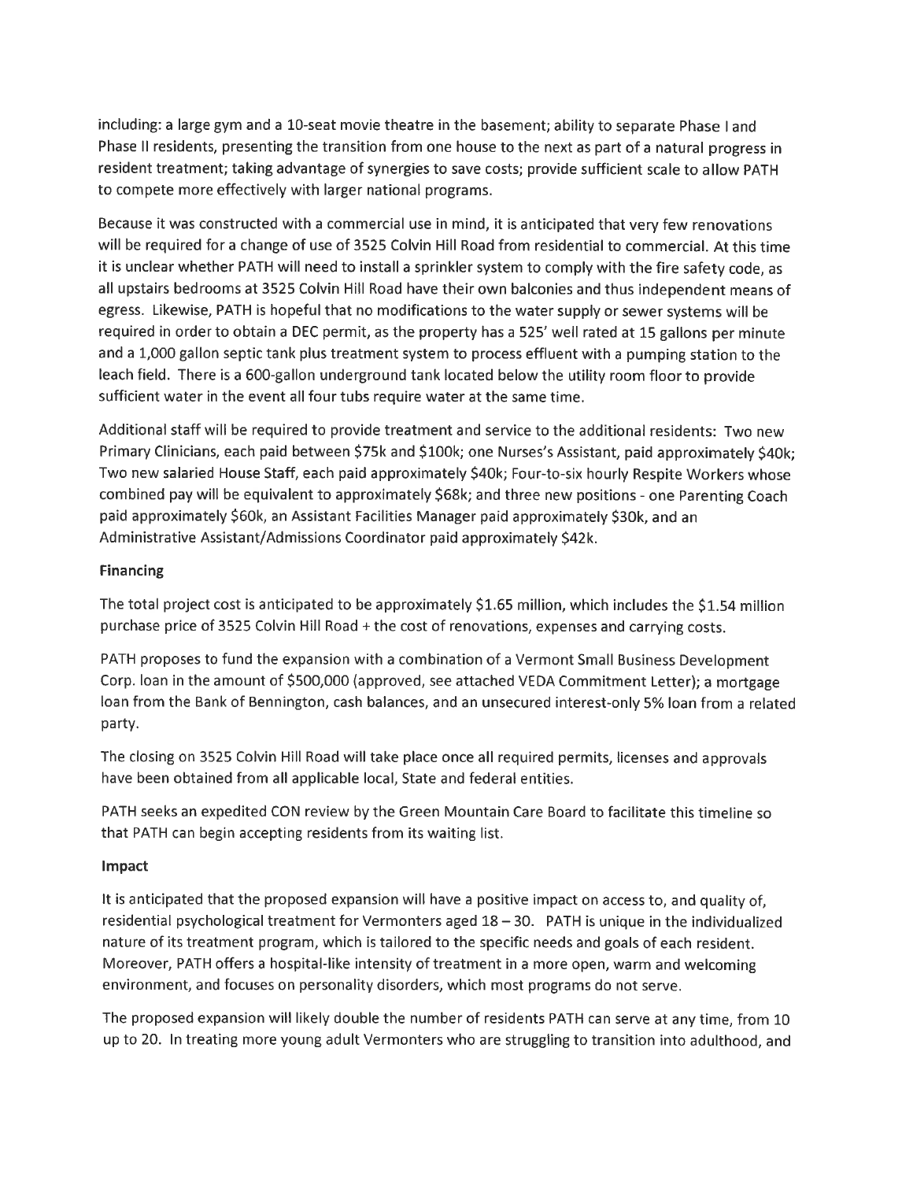including: a large gym and a 10-seat movie theatre in the basement; ability to separate Phase I and Phase II residents, presenting the transition from one house to the next as part of a natural progress in resident treatment; taking advantage of synergies to save costs; provide sufficient scale to allow PATH to compete more effectively with larger national programs.

Because it was constructed with a commercial use in mind, it is anticipated that very few renovations will be required for a change of use of 3525 Colvin Hill Road from residential to commercial. At this time it is unclear whether PATH will need to install a sprinkler system to comply with the fire safety code, as all upstairs bedrooms at 3525 Colvin Hill Road have their own balconies and thus independent means of egress. Likewise, PATH is hopeful that no modifications to the water supply or sewer systems will be required in order to obtain a DEC permit, as the property has a 525' well rated at 15 gallons per minute and a 1,000 gallon septic tank plus treatment system to process effluent with a pumping station to the leach field. There is a 600-gallon underground tank located below the utility room floor to provide sufficient water in the event all four tubs require water at the same time.

Additional staff will be required to provide treatment and service to the additional residents: Two new Primary Clinicians, each paid between $75k and $100k; one Nurses's Assistant, paid approximately $40k; Two new salaried House Staff, each paid approximately $40k; Four-to-six hourly Respite Workers whose combined pay will be equivalent to approximately $68k; and three new positions - one Parenting Coach paid approximately $60k, an Assistant Facilities Manager paid approximately $30k, and an Administrative Assistant/Admissions Coordinator paid approximately $42k.

**Financing**

The total project cost is anticipated to be approximately $1.65 million, which includes the $1.54 million purchase price of 3525 Colvin Hill Road + the cost of renovations, expenses and carrying costs.

PATH proposes to fund the expansion with a combination of a Vermont Small Business Development Corp. loan in the amount of $500,000 (approved, see attached VEDA Commitment Letter); a mortgage loan from the Bank of Bennington, cash balances, and an unsecured interest-only 5% loan from a related party.

The closing on 3525 Colvin Hill Road will take place once all required permits, licenses and approvals have been obtained from all applicable local, State and federal entities.

PATH seeks an expedited CON review by the Green Mountain Care Board to facilitate this timeline so that PATH can begin accepting residents from its waiting list.

**Impact**

It is anticipated that the proposed expansion will have a positive impact on access to, and quality of, residential psychological treatment for Vermonters aged 18 – 30. PATH is unique in the individualized nature of its treatment program, which is tailored to the specific needs and goals of each resident. Moreover, PATH offers a hospital-like intensity of treatment in a more open, warm and welcoming environment, and focuses on personality disorders, which most programs do not serve.

The proposed expansion will likely double the number of residents PATH can serve at any time, from 10 up to 20. In treating more young adult Vermonters who are struggling to transition into adulthood, and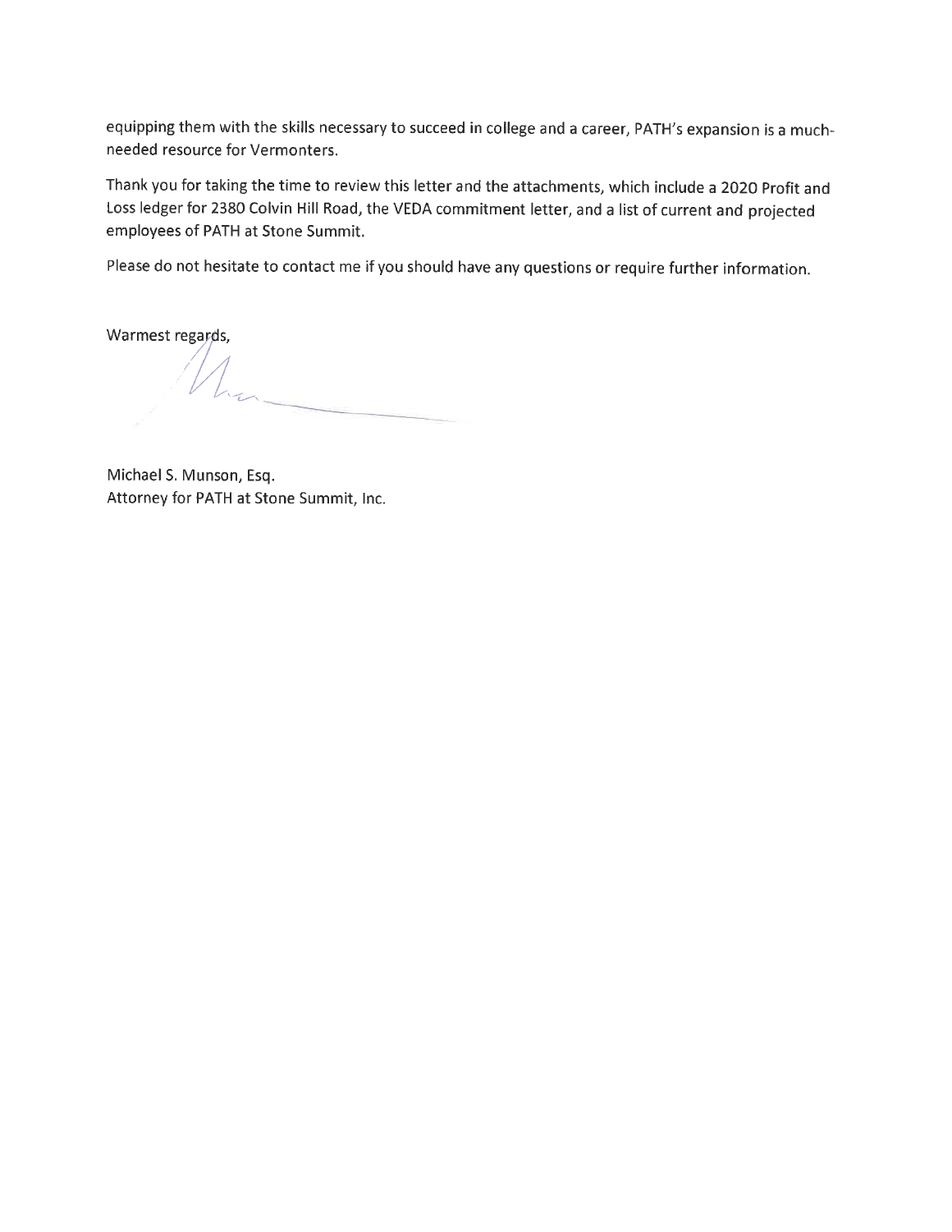equipping them with the skills necessary to succeed in college and a career, PATH's expansion is a much-needed resource for Vermonters.

Thank you for taking the time to review this letter and the attachments, which include a 2020 Profit and Loss ledger for 2380 Colvin Hill Road, the VEDA commitment letter, and a list of current and projected employees of PATH at Stone Summit.

Please do not hesitate to contact me if you should have any questions or require further information.

Warmest regards,

Michael S. Munson, Esq.
Attorney for PATH at Stone Summit, Inc.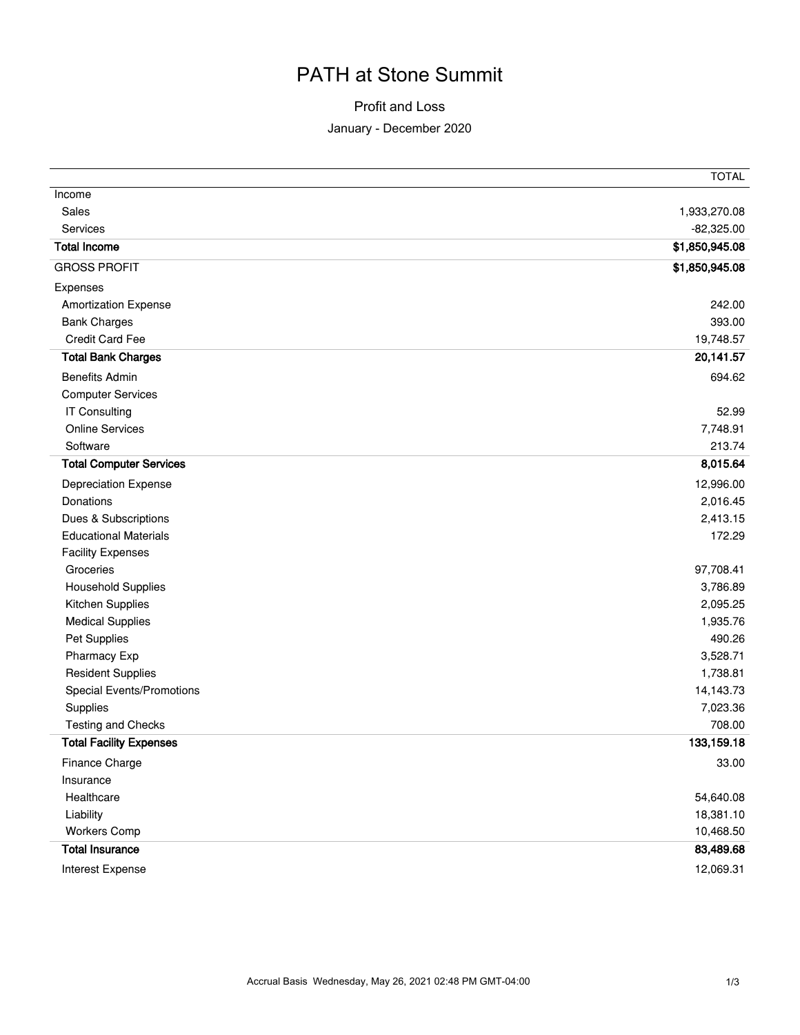# PATH at Stone Summit

## Profit and Loss

January - December 2020

| | TOTAL |
|---|---|
| Income | |
| Sales | 1,933,270.08 |
| Services | -82,325.00 |
| **Total Income** | **$1,850,945.08** |
| GROSS PROFIT | **$1,850,945.08** |
| Expenses | |
| Amortization Expense | 242.00 |
| Bank Charges | 393.00 |
| Credit Card Fee | 19,748.57 |
| **Total Bank Charges** | **20,141.57** |
| Benefits Admin | 694.62 |
| Computer Services | |
| IT Consulting | 52.99 |
| Online Services | 7,748.91 |
| Software | 213.74 |
| **Total Computer Services** | **8,015.64** |
| Depreciation Expense | 12,996.00 |
| Donations | 2,016.45 |
| Dues & Subscriptions | 2,413.15 |
| Educational Materials | 172.29 |
| Facility Expenses | |
| Groceries | 97,708.41 |
| Household Supplies | 3,786.89 |
| Kitchen Supplies | 2,095.25 |
| Medical Supplies | 1,935.76 |
| Pet Supplies | 490.26 |
| Pharmacy Exp | 3,528.71 |
| Resident Supplies | 1,738.81 |
| Special Events/Promotions | 14,143.73 |
| Supplies | 7,023.36 |
| Testing and Checks | 708.00 |
| **Total Facility Expenses** | **133,159.18** |
| Finance Charge | 33.00 |
| Insurance | |
| Healthcare | 54,640.08 |
| Liability | 18,381.10 |
| Workers Comp | 10,468.50 |
| **Total Insurance** | **83,489.68** |
| Interest Expense | 12,069.31 |

Accrual Basis Wednesday, May 26, 2021 02:48 PM GMT-04:00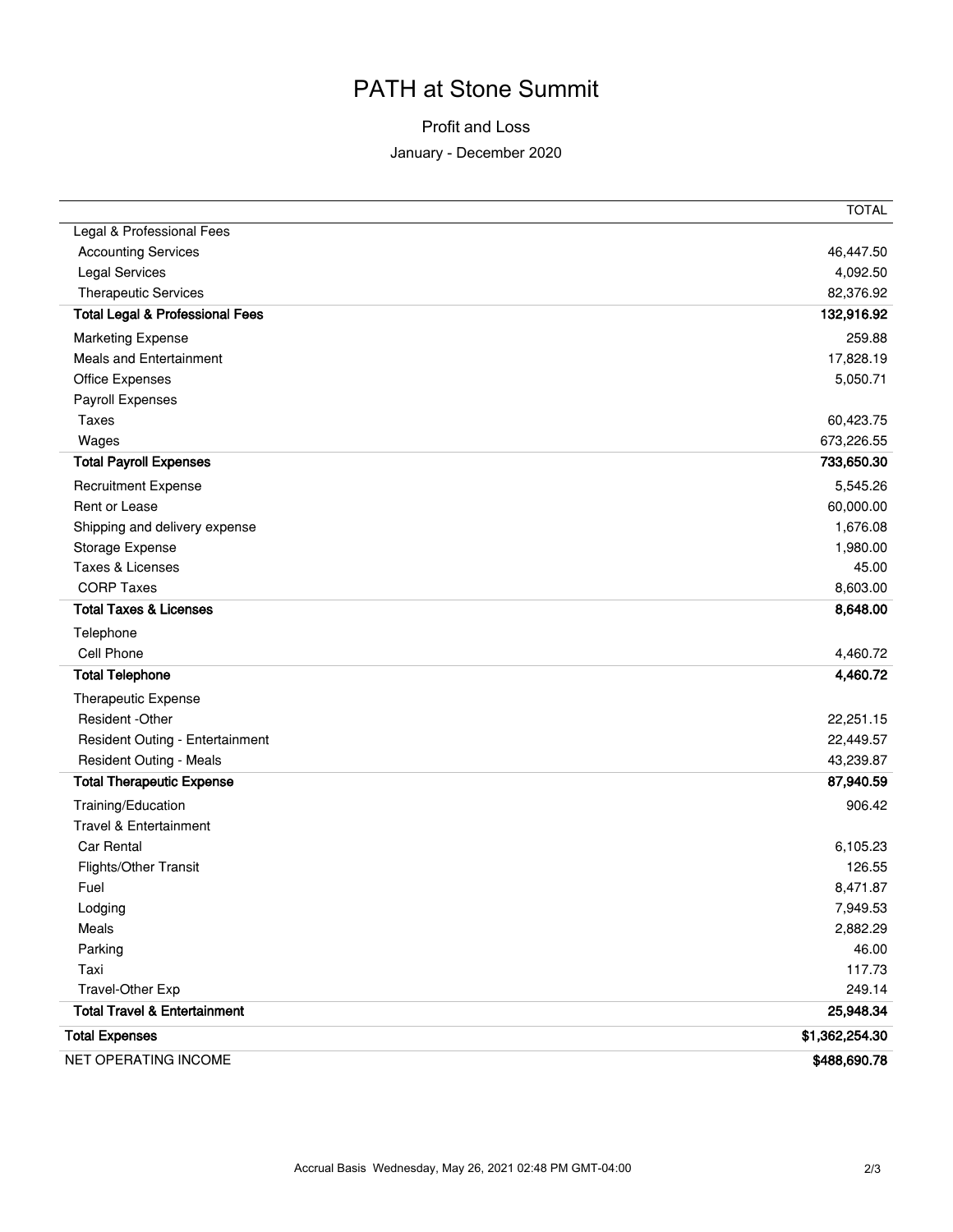# PATH at Stone Summit

## Profit and Loss

January - December 2020

| | TOTAL |
|---|---|
| Legal & Professional Fees | |
| Accounting Services | 46,447.50 |
| Legal Services | 4,092.50 |
| Therapeutic Services | 82,376.92 |
| **Total Legal & Professional Fees** | **132,916.92** |
| Marketing Expense | 259.88 |
| Meals and Entertainment | 17,828.19 |
| Office Expenses | 5,050.71 |
| Payroll Expenses | |
| Taxes | 60,423.75 |
| Wages | 673,226.55 |
| **Total Payroll Expenses** | **733,650.30** |
| Recruitment Expense | 5,545.26 |
| Rent or Lease | 60,000.00 |
| Shipping and delivery expense | 1,676.08 |
| Storage Expense | 1,980.00 |
| Taxes & Licenses | 45.00 |
| CORP Taxes | 8,603.00 |
| **Total Taxes & Licenses** | **8,648.00** |
| Telephone | |
| Cell Phone | 4,460.72 |
| **Total Telephone** | **4,460.72** |
| Therapeutic Expense | |
| Resident -Other | 22,251.15 |
| Resident Outing - Entertainment | 22,449.57 |
| Resident Outing - Meals | 43,239.87 |
| **Total Therapeutic Expense** | **87,940.59** |
| Training/Education | 906.42 |
| Travel & Entertainment | |
| Car Rental | 6,105.23 |
| Flights/Other Transit | 126.55 |
| Fuel | 8,471.87 |
| Lodging | 7,949.53 |
| Meals | 2,882.29 |
| Parking | 46.00 |
| Taxi | 117.73 |
| Travel-Other Exp | 249.14 |
| **Total Travel & Entertainment** | **25,948.34** |
| **Total Expenses** | **$1,362,254.30** |
| NET OPERATING INCOME | **$488,690.78** |

Accrual Basis Wednesday, May 26, 2021 02:48 PM GMT-04:00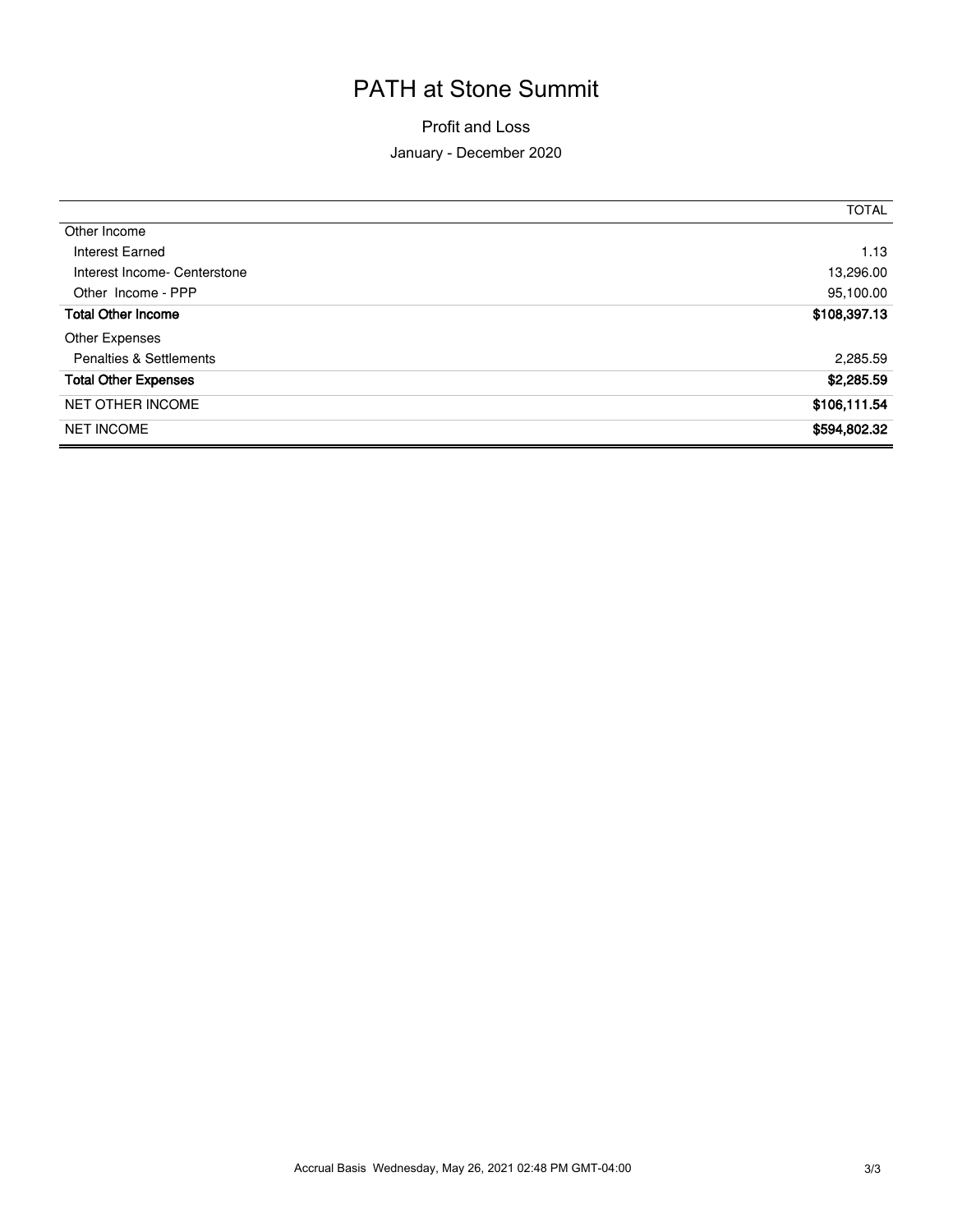# PATH at Stone Summit

## Profit and Loss

January - December 2020

| | TOTAL |
|---|---|
| Other Income | |
| Interest Earned | 1.13 |
| Interest Income- Centerstone | 13,296.00 |
| Other Income - PPP | 95,100.00 |
| **Total Other Income** | **$108,397.13** |
| Other Expenses | |
| Penalties & Settlements | 2,285.59 |
| **Total Other Expenses** | **$2,285.59** |
| NET OTHER INCOME | **$106,111.54** |
| NET INCOME | **$594,802.32** |

Accrual Basis Wednesday, May 26, 2021 02:48 PM GMT-04:00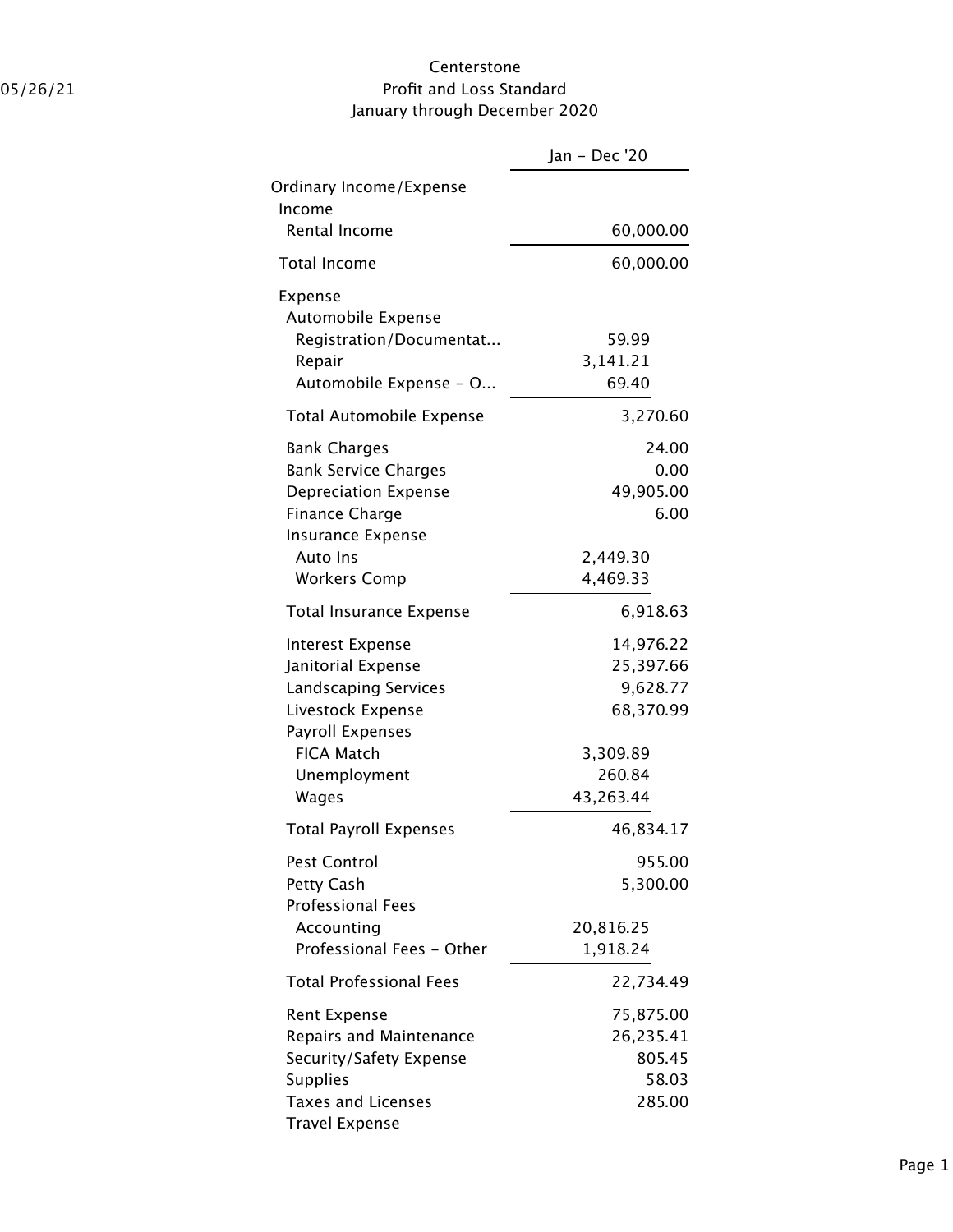Centerstone
05/26/21
Profit and Loss Standard
January through December 2020

| | | Jan - Dec '20 |
|---|---|---|
| Ordinary Income/Expense | | |
| Income | | |
| Rental Income | | 60,000.00 |
| Total Income | | 60,000.00 |
| Expense | | |
| Automobile Expense | | |
| Registration/Documentat... | 59.99 | |
| Repair | 3,141.21 | |
| Automobile Expense - O... | 69.40 | |
| Total Automobile Expense | | 3,270.60 |
| Bank Charges | | 24.00 |
| Bank Service Charges | | 0.00 |
| Depreciation Expense | | 49,905.00 |
| Finance Charge | | 6.00 |
| Insurance Expense | | |
| Auto Ins | 2,449.30 | |
| Workers Comp | 4,469.33 | |
| Total Insurance Expense | | 6,918.63 |
| Interest Expense | | 14,976.22 |
| Janitorial Expense | | 25,397.66 |
| Landscaping Services | | 9,628.77 |
| Livestock Expense | | 68,370.99 |
| Payroll Expenses | | |
| FICA Match | 3,309.89 | |
| Unemployment | 260.84 | |
| Wages | 43,263.44 | |
| Total Payroll Expenses | | 46,834.17 |
| Pest Control | | 955.00 |
| Petty Cash | | 5,300.00 |
| Professional Fees | | |
| Accounting | 20,816.25 | |
| Professional Fees - Other | 1,918.24 | |
| Total Professional Fees | | 22,734.49 |
| Rent Expense | | 75,875.00 |
| Repairs and Maintenance | | 26,235.41 |
| Security/Safety Expense | | 805.45 |
| Supplies | | 58.03 |
| Taxes and Licenses | | 285.00 |
| Travel Expense | | |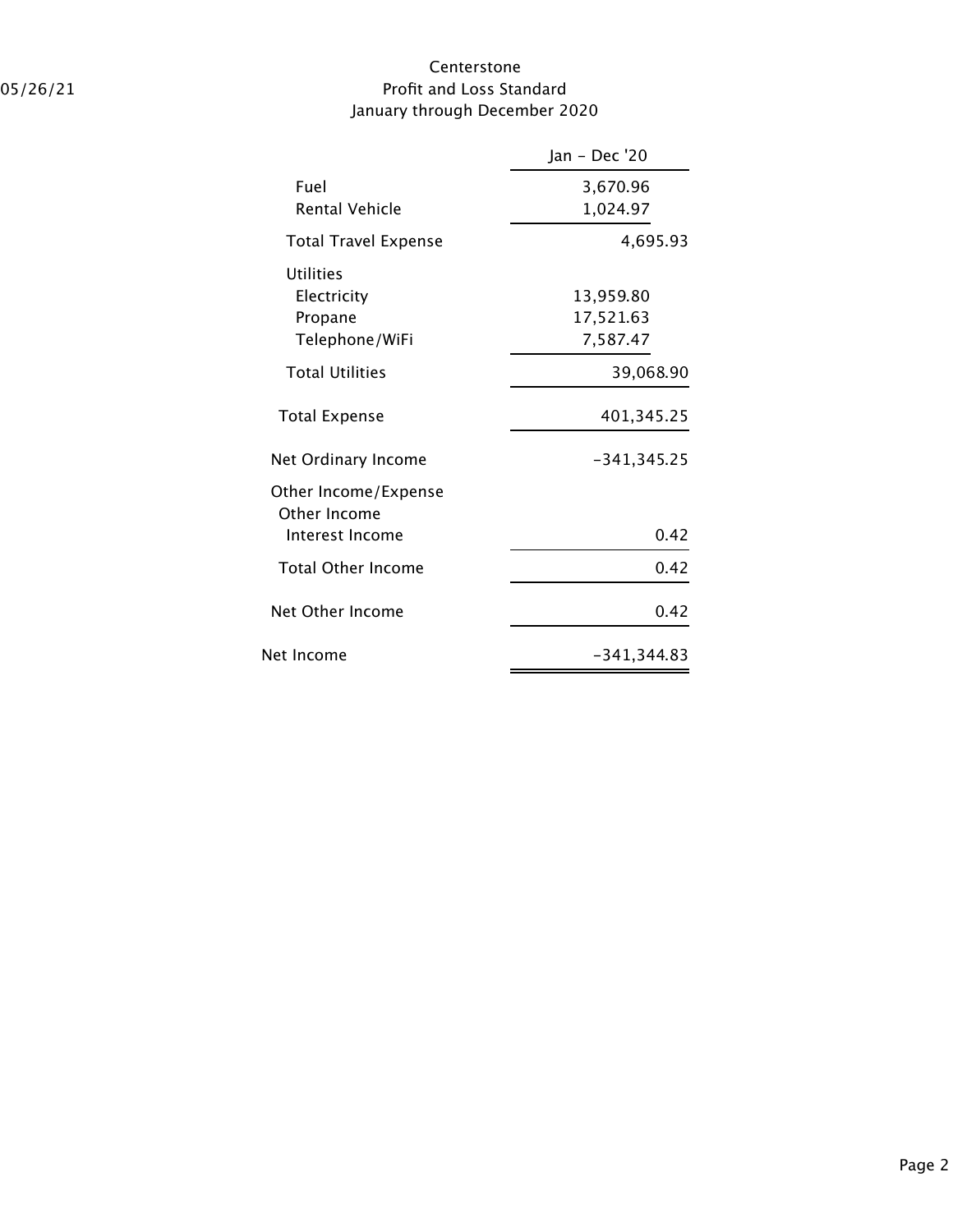Centerstone

Profit and Loss Standard

January through December 2020

| | Jan - Dec '20 | |
|---|---|---|
| Fuel | 3,670.96 | |
| Rental Vehicle | 1,024.97 | |
| Total Travel Expense | | 4,695.93 |
| Utilities | | |
| Electricity | 13,959.80 | |
| Propane | 17,521.63 | |
| Telephone/WiFi | 7,587.47 | |
| Total Utilities | | 39,068.90 |
| Total Expense | | 401,345.25 |
| Net Ordinary Income | | -341,345.25 |
| Other Income/Expense | | |
| Other Income | | |
| Interest Income | | 0.42 |
| Total Other Income | | 0.42 |
| Net Other Income | | 0.42 |
| Net Income | | -341,344.83 |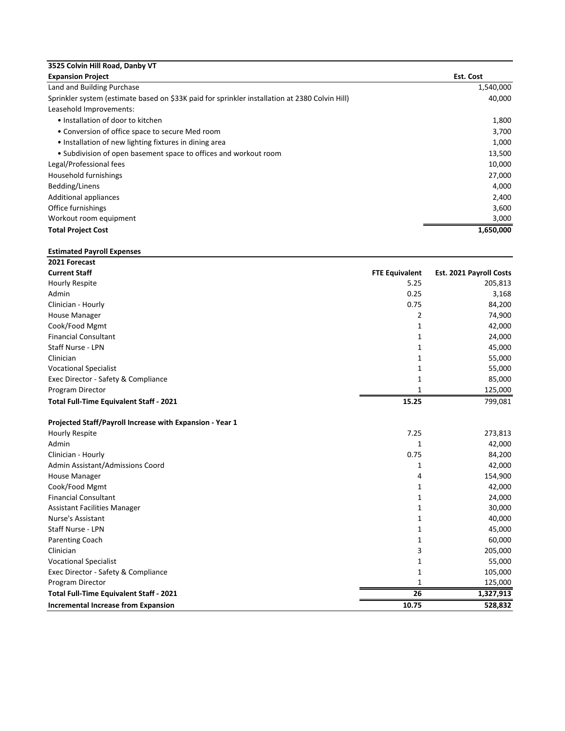| 3525 Colvin Hill Road, Danby VT | |
|---|---|
| **Expansion Project** | **Est. Cost** |
| Land and Building Purchase | 1,540,000 |
| Sprinkler system (estimate based on $33K paid for sprinkler installation at 2380 Colvin Hill) | 40,000 |
| Leasehold Improvements: | |
| • Installation of door to kitchen | 1,800 |
| • Conversion of office space to secure Med room | 3,700 |
| • Installation of new lighting fixtures in dining area | 1,000 |
| • Subdivision of open basement space to offices and workout room | 13,500 |
| Legal/Professional fees | 10,000 |
| Household furnishings | 27,000 |
| Bedding/Linens | 4,000 |
| Additional appliances | 2,400 |
| Office furnishings | 3,600 |
| Workout room equipment | 3,000 |
| **Total Project Cost** | **1,650,000** |

| Estimated Payroll Expenses | | |
|---|---|---|
| **2021 Forecast** | | |
| **Current Staff** | **FTE Equivalent** | **Est. 2021 Payroll Costs** |
| Hourly Respite | 5.25 | 205,813 |
| Admin | 0.25 | 3,168 |
| Clinician - Hourly | 0.75 | 84,200 |
| House Manager | 2 | 74,900 |
| Cook/Food Mgmt | 1 | 42,000 |
| Financial Consultant | 1 | 24,000 |
| Staff Nurse - LPN | 1 | 45,000 |
| Clinician | 1 | 55,000 |
| Vocational Specialist | 1 | 55,000 |
| Exec Director - Safety & Compliance | 1 | 85,000 |
| Program Director | 1 | 125,000 |
| **Total Full-Time Equivalent Staff - 2021** | **15.25** | 799,081 |
| | | |
| **Projected Staff/Payroll Increase with Expansion - Year 1** | | |
| Hourly Respite | 7.25 | 273,813 |
| Admin | 1 | 42,000 |
| Clinician - Hourly | 0.75 | 84,200 |
| Admin Assistant/Admissions Coord | 1 | 42,000 |
| House Manager | 4 | 154,900 |
| Cook/Food Mgmt | 1 | 42,000 |
| Financial Consultant | 1 | 24,000 |
| Assistant Facilities Manager | 1 | 30,000 |
| Nurse's Assistant | 1 | 40,000 |
| Staff Nurse - LPN | 1 | 45,000 |
| Parenting Coach | 1 | 60,000 |
| Clinician | 3 | 205,000 |
| Vocational Specialist | 1 | 55,000 |
| Exec Director - Safety & Compliance | 1 | 105,000 |
| Program Director | 1 | 125,000 |
| **Total Full-Time Equivalent Staff - 2021** | **26** | **1,327,913** |
| **Incremental Increase from Expansion** | **10.75** | **528,832** |